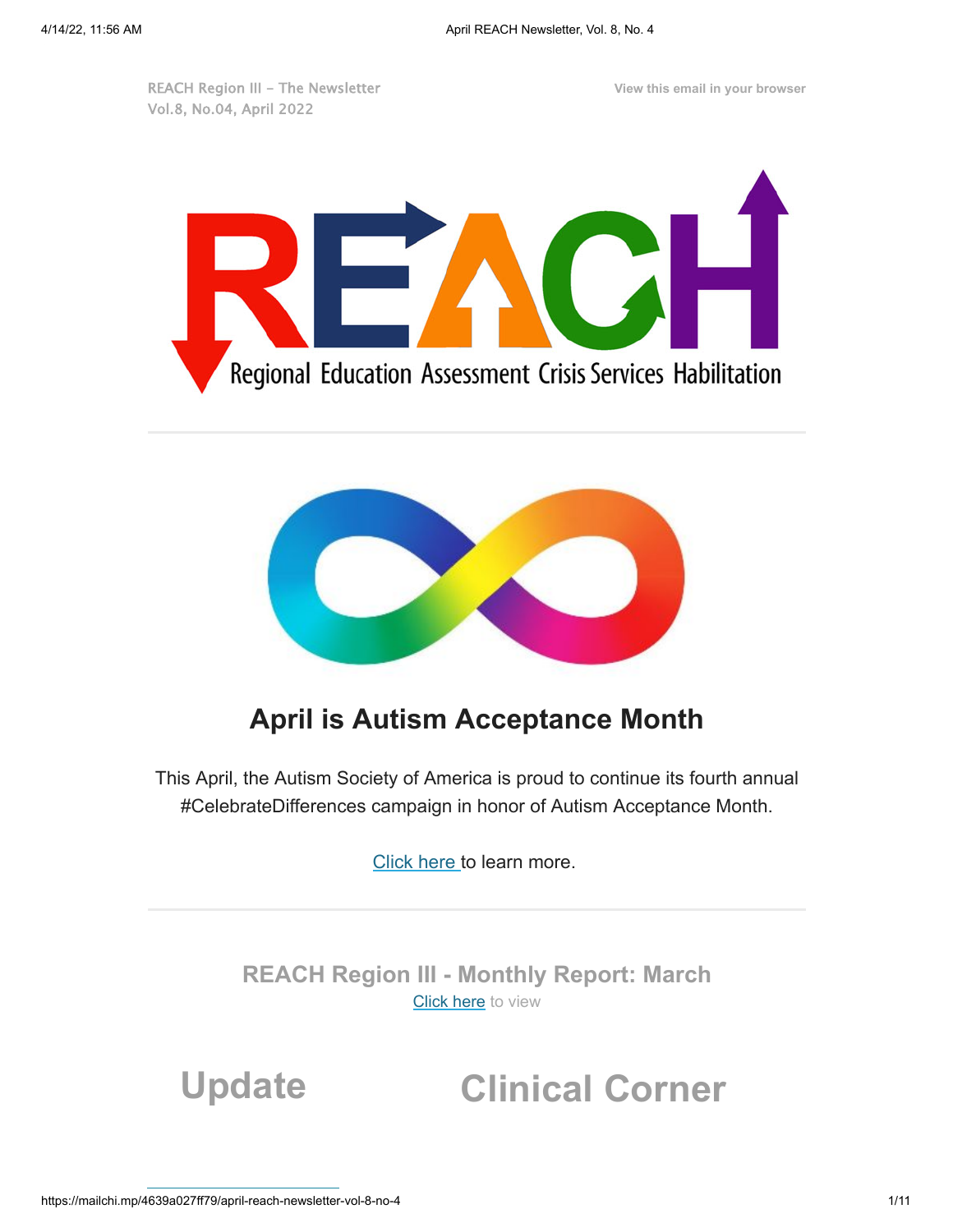REACH Region III – The Newsletter
Vol.8, No.04, April 2022

View this email in your browser

Regional Education Assessment Crisis Services Habilitation

## April is Autism Acceptance Month

This April, the Autism Society of America is proud to continue its fourth annual #CelebrateDifferences campaign in honor of Autism Acceptance Month.

Click here to learn more.

## REACH Region III - Monthly Report: March

Click here to view

# Update

# Clinical Corner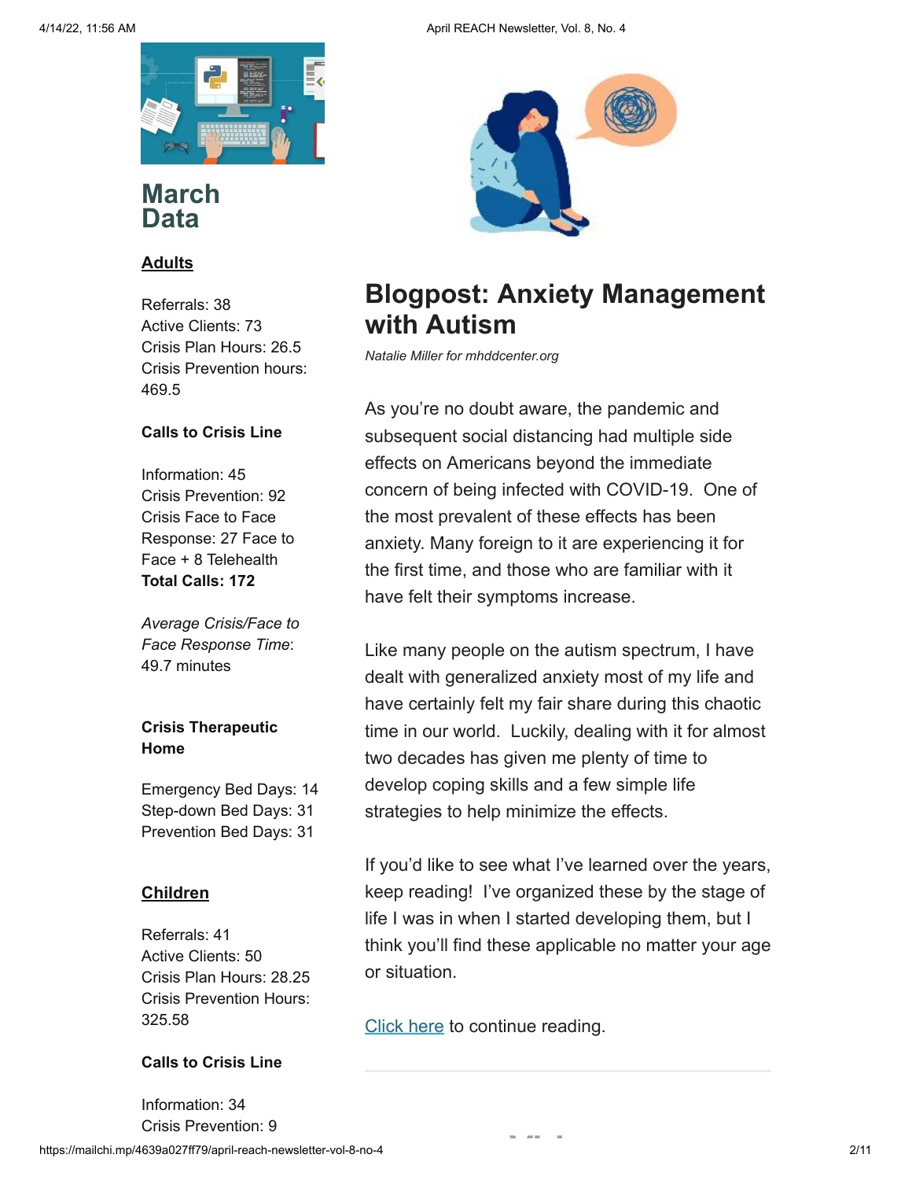## March Data

### Adults

Referrals: 38
Active Clients: 73
Crisis Plan Hours: 26.5
Crisis Prevention hours: 469.5

**Calls to Crisis Line**

Information: 45
Crisis Prevention: 92
Crisis Face to Face Response: 27 Face to Face + 8 Telehealth
**Total Calls: 172**

*Average Crisis/Face to Face Response Time*: 49.7 minutes

**Crisis Therapeutic Home**

Emergency Bed Days: 14
Step-down Bed Days: 31
Prevention Bed Days: 31

### Children

Referrals: 41
Active Clients: 50
Crisis Plan Hours: 28.25
Crisis Prevention Hours: 325.58

**Calls to Crisis Line**

Information: 34
Crisis Prevention: 9

## Blogpost: Anxiety Management with Autism

*Natalie Miller for mhddcenter.org*

As you're no doubt aware, the pandemic and subsequent social distancing had multiple side effects on Americans beyond the immediate concern of being infected with COVID-19. One of the most prevalent of these effects has been anxiety. Many foreign to it are experiencing it for the first time, and those who are familiar with it have felt their symptoms increase.

Like many people on the autism spectrum, I have dealt with generalized anxiety most of my life and have certainly felt my fair share during this chaotic time in our world. Luckily, dealing with it for almost two decades has given me plenty of time to develop coping skills and a few simple life strategies to help minimize the effects.

If you'd like to see what I've learned over the years, keep reading! I've organized these by the stage of life I was in when I started developing them, but I think you'll find these applicable no matter your age or situation.

Click here to continue reading.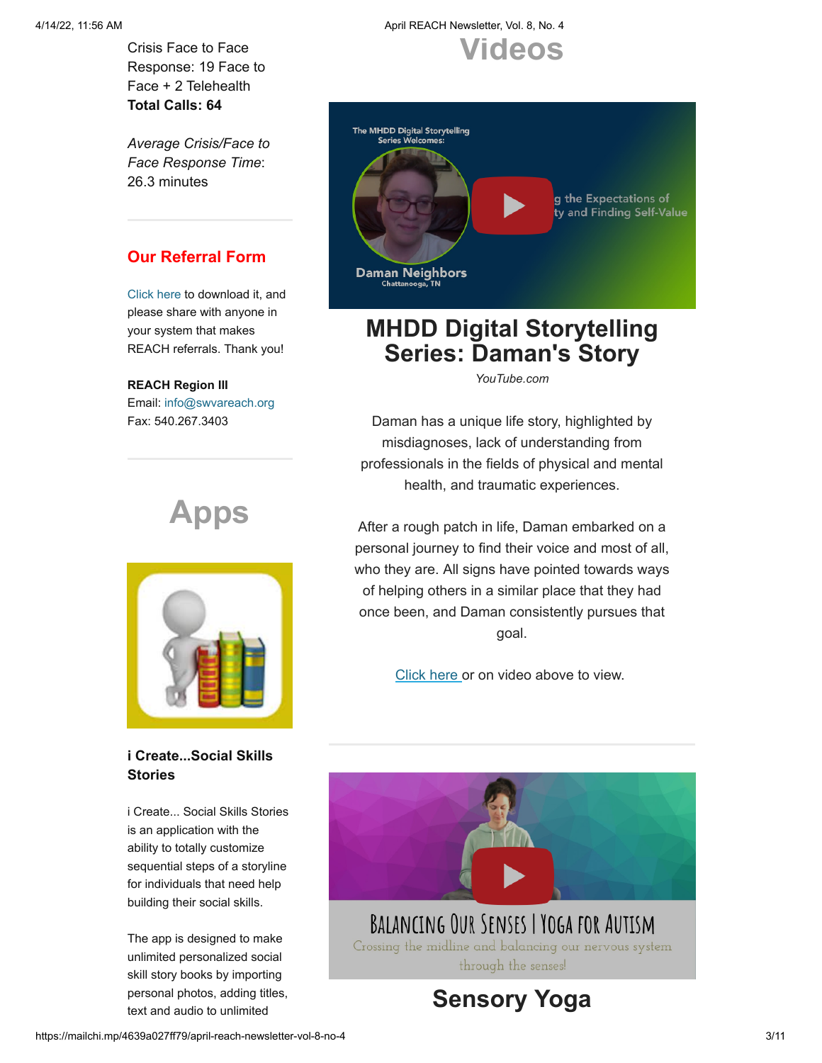Crisis Face to Face Response: 19 Face to Face + 2 Telehealth
**Total Calls: 64**

*Average Crisis/Face to Face Response Time*: 26.3 minutes

## Our Referral Form

Click here to download it, and please share with anyone in your system that makes REACH referrals. Thank you!

**REACH Region III**
Email: info@swvareach.org
Fax: 540.267.3403

# Apps

### i Create...Social Skills Stories

i Create... Social Skills Stories is an application with the ability to totally customize sequential steps of a storyline for individuals that need help building their social skills.

The app is designed to make unlimited personalized social skill story books by importing personal photos, adding titles, text and audio to unlimited

# Videos

## MHDD Digital Storytelling Series: Daman's Story

*YouTube.com*

Daman has a unique life story, highlighted by misdiagnoses, lack of understanding from professionals in the fields of physical and mental health, and traumatic experiences.

After a rough patch in life, Daman embarked on a personal journey to find their voice and most of all, who they are. All signs have pointed towards ways of helping others in a similar place that they had once been, and Daman consistently pursues that goal.

Click here or on video above to view.

## Sensory Yoga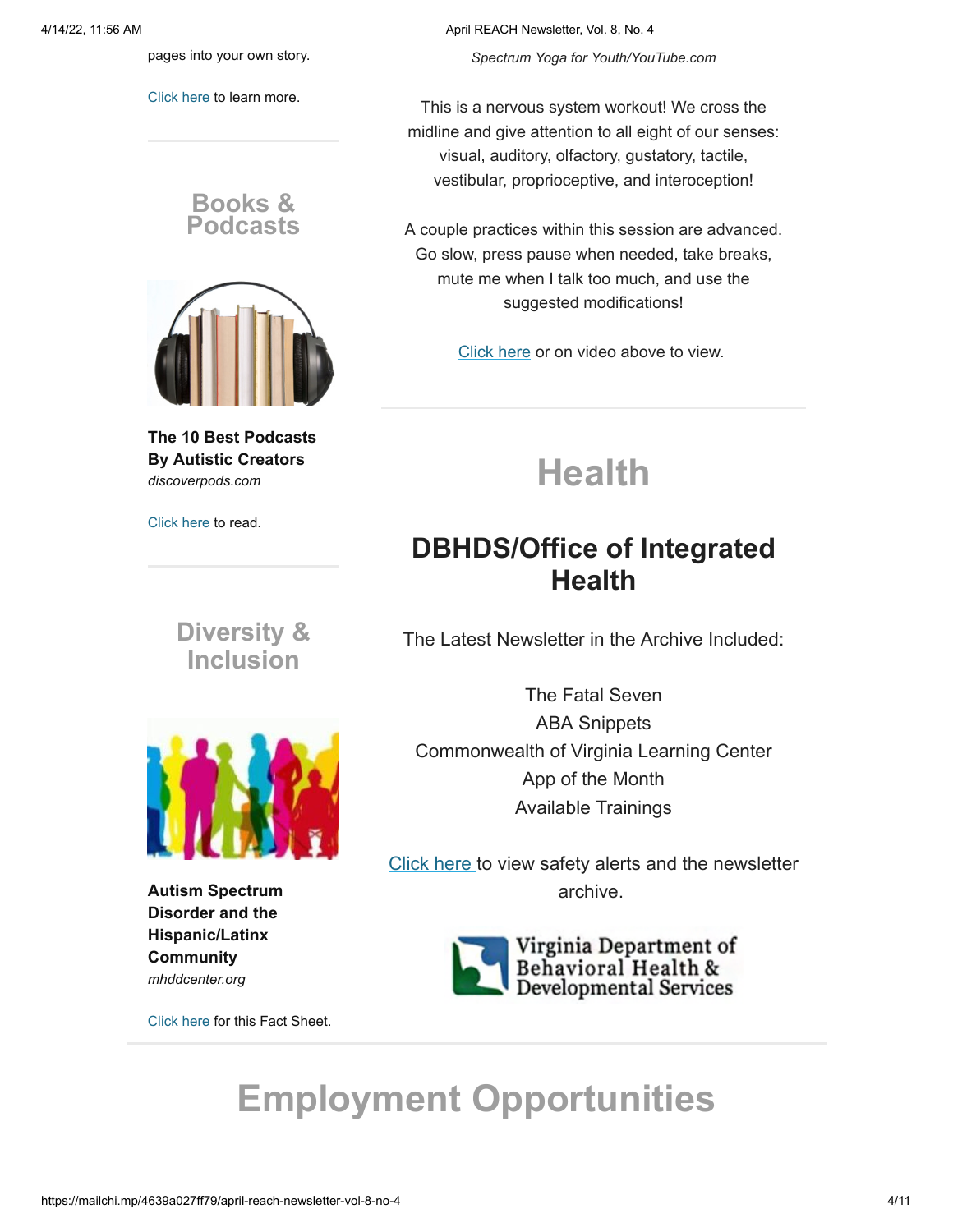pages into your own story.

Click here to learn more.

## Books & Podcasts

**The 10 Best Podcasts By Autistic Creators**
*discoverpods.com*

Click here to read.

## Diversity & Inclusion

**Autism Spectrum Disorder and the Hispanic/Latinx Community**
*mhddcenter.org*

Click here for this Fact Sheet.

*Spectrum Yoga for Youth/YouTube.com*

This is a nervous system workout! We cross the midline and give attention to all eight of our senses: visual, auditory, olfactory, gustatory, tactile, vestibular, proprioceptive, and interoception!

A couple practices within this session are advanced. Go slow, press pause when needed, take breaks, mute me when I talk too much, and use the suggested modifications!

Click here or on video above to view.

# Health

## DBHDS/Office of Integrated Health

The Latest Newsletter in the Archive Included:

The Fatal Seven
ABA Snippets
Commonwealth of Virginia Learning Center
App of the Month
Available Trainings

Click here to view safety alerts and the newsletter archive.

Virginia Department of Behavioral Health & Developmental Services

# Employment Opportunities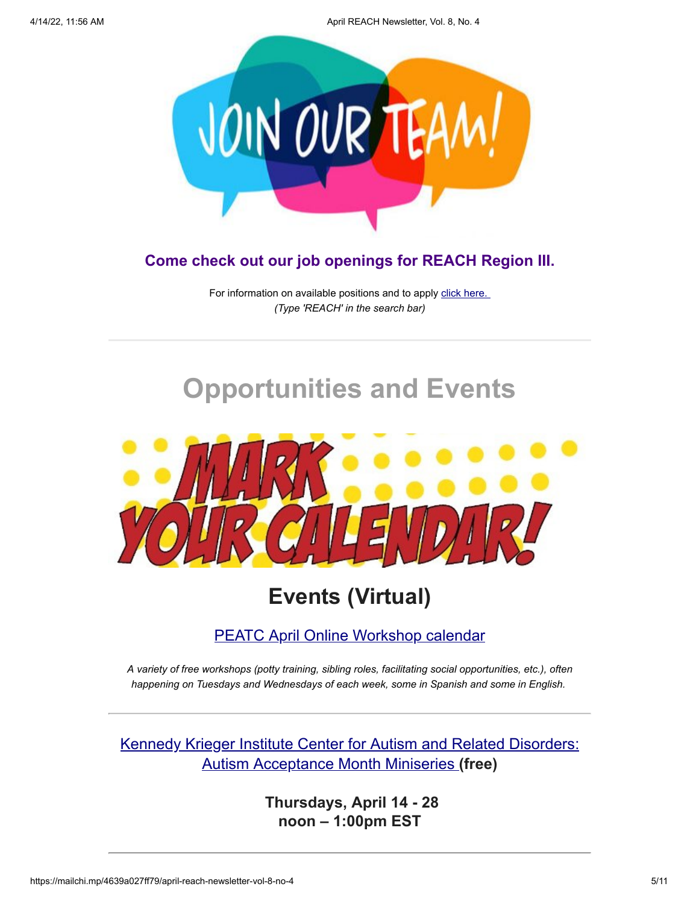**Come check out our job openings for REACH Region III.**

For information on available positions and to apply [click here.](#)
*(Type 'REACH' in the search bar)*

---

# Opportunities and Events

## Events (Virtual)

[PEATC April Online Workshop calendar](#)

*A variety of free workshops (potty training, sibling roles, facilitating social opportunities, etc.), often happening on Tuesdays and Wednesdays of each week, some in Spanish and some in English.*

---

[Kennedy Krieger Institute Center for Autism and Related Disorders: Autism Acceptance Month Miniseries](#) **(free)**

**Thursdays, April 14 - 28**
**noon – 1:00pm EST**

---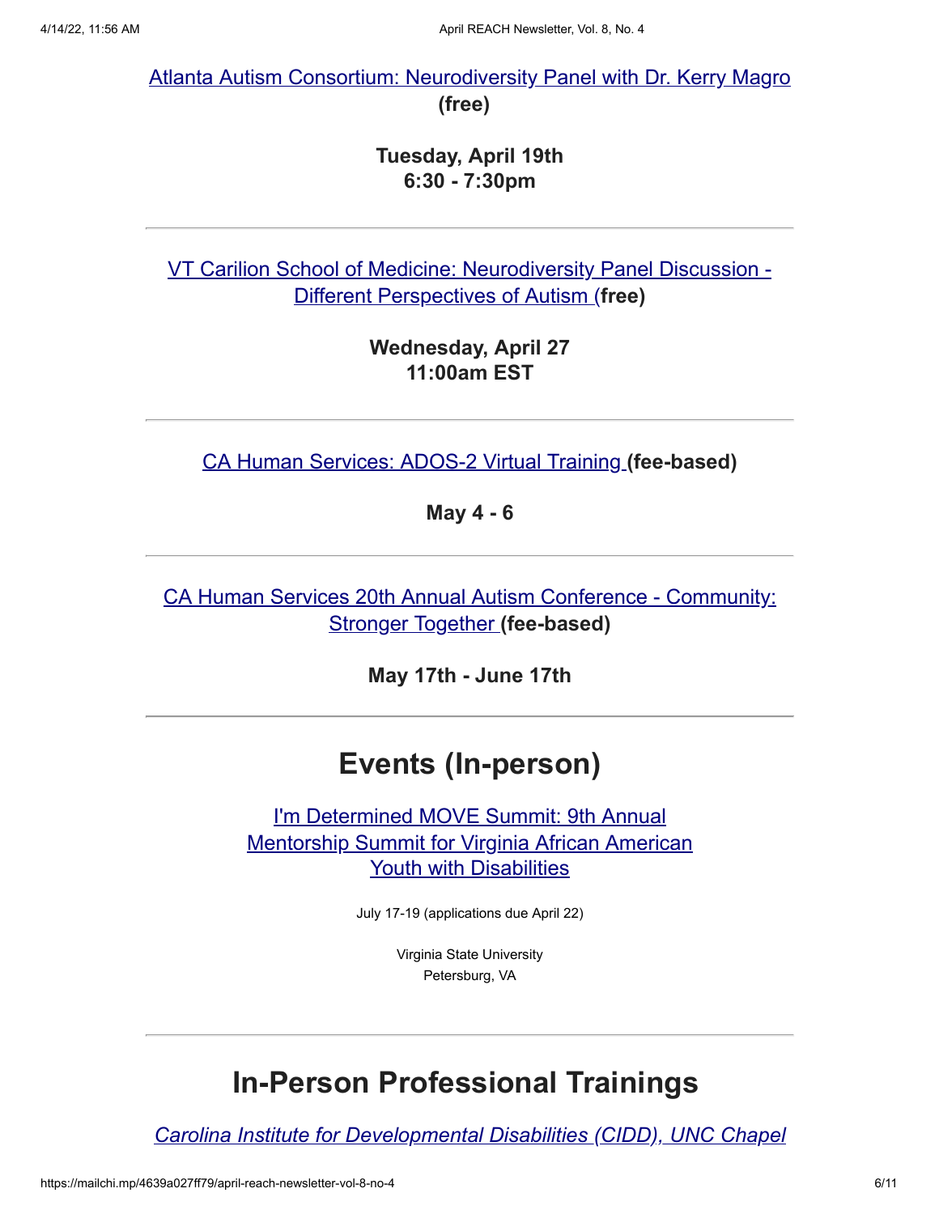Atlanta Autism Consortium: Neurodiversity Panel with Dr. Kerry Magro **(free)**

**Tuesday, April 19th**
**6:30 - 7:30pm**

---

VT Carilion School of Medicine: Neurodiversity Panel Discussion - Different Perspectives of Autism (**free)**

**Wednesday, April 27**
**11:00am EST**

---

CA Human Services: ADOS-2 Virtual Training **(fee-based)**

**May 4 - 6**

---

CA Human Services 20th Annual Autism Conference - Community: Stronger Together **(fee-based)**

**May 17th - June 17th**

---

# Events (In-person)

I'm Determined MOVE Summit: 9th Annual Mentorship Summit for Virginia African American Youth with Disabilities

July 17-19 (applications due April 22)

Virginia State University
Petersburg, VA

---

# In-Person Professional Trainings

*Carolina Institute for Developmental Disabilities (CIDD), UNC Chapel*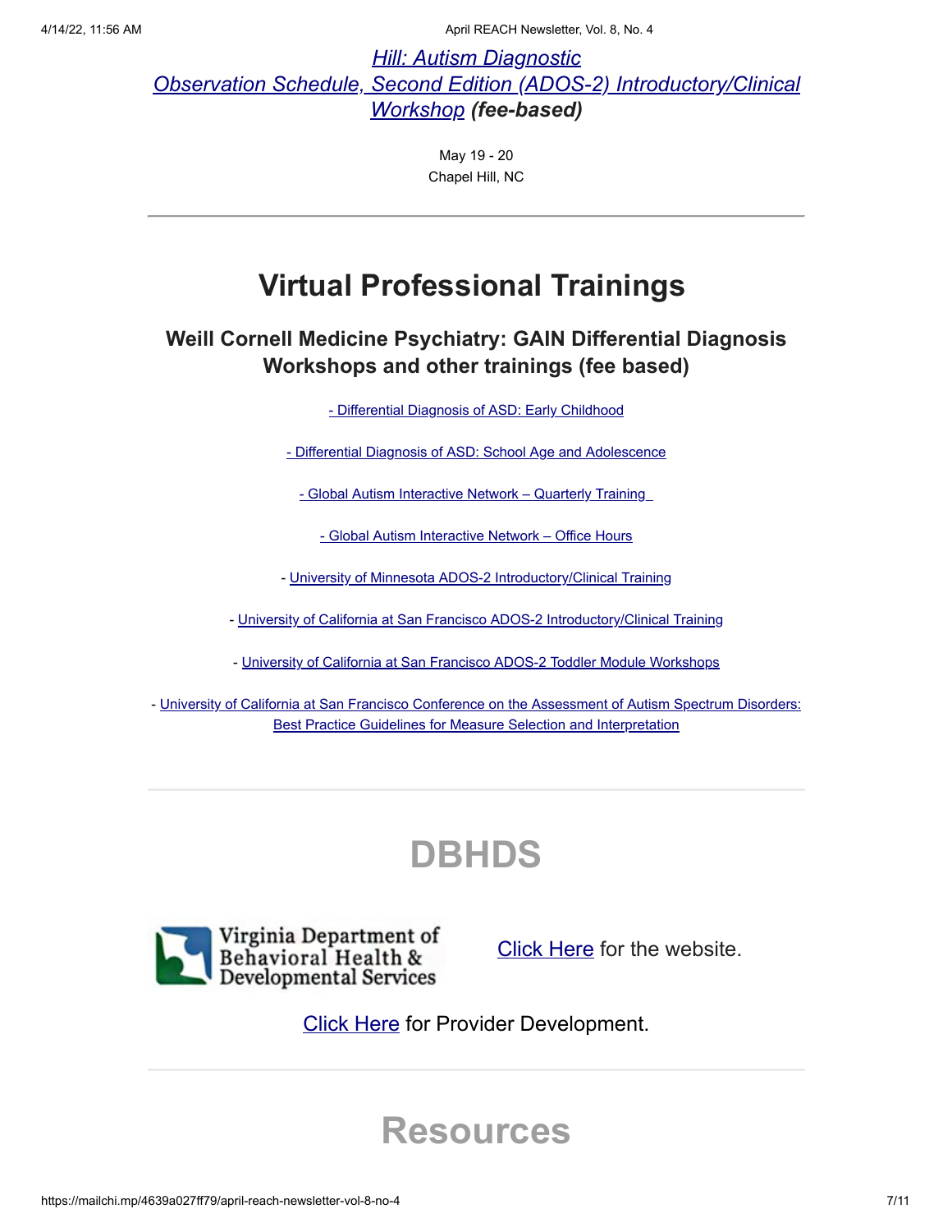*Hill: Autism Diagnostic Observation Schedule, Second Edition (ADOS-2) Introductory/Clinical Workshop* ***(fee-based)***

May 19 - 20
Chapel Hill, NC

---

# Virtual Professional Trainings

### Weill Cornell Medicine Psychiatry: GAIN Differential Diagnosis Workshops and other trainings (fee based)

- Differential Diagnosis of ASD: Early Childhood

- Differential Diagnosis of ASD: School Age and Adolescence

- Global Autism Interactive Network – Quarterly Training

- Global Autism Interactive Network – Office Hours

- University of Minnesota ADOS-2 Introductory/Clinical Training

- University of California at San Francisco ADOS-2 Introductory/Clinical Training

- University of California at San Francisco ADOS-2 Toddler Module Workshops

- University of California at San Francisco Conference on the Assessment of Autism Spectrum Disorders: Best Practice Guidelines for Measure Selection and Interpretation

---

# DBHDS

Virginia Department of Behavioral Health & Developmental Services

Click Here for the website.

Click Here for Provider Development.

---

# Resources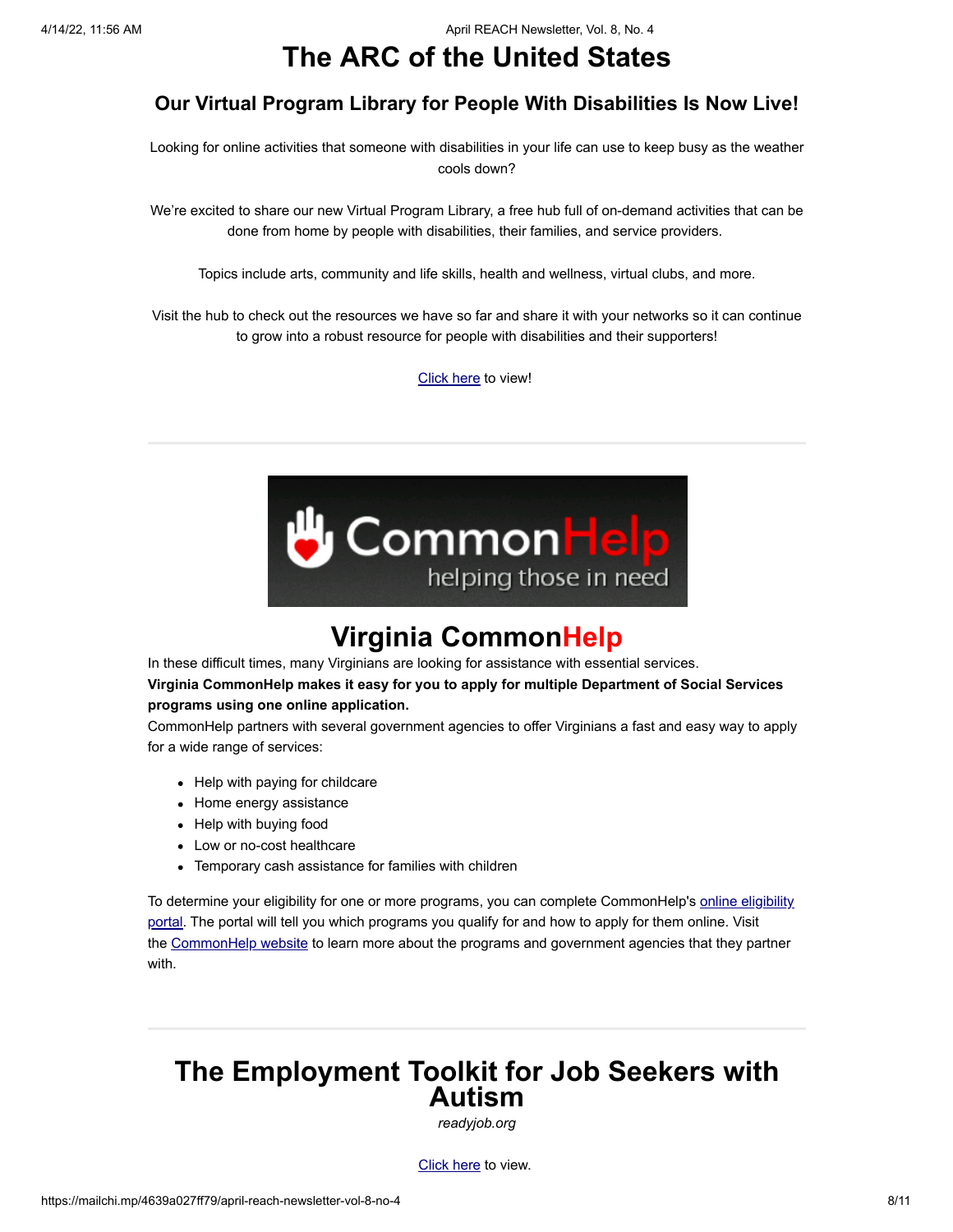# The ARC of the United States

## Our Virtual Program Library for People With Disabilities Is Now Live!

Looking for online activities that someone with disabilities in your life can use to keep busy as the weather cools down?

We're excited to share our new Virtual Program Library, a free hub full of on-demand activities that can be done from home by people with disabilities, their families, and service providers.

Topics include arts, community and life skills, health and wellness, virtual clubs, and more.

Visit the hub to check out the resources we have so far and share it with your networks so it can continue to grow into a robust resource for people with disabilities and their supporters!

Click here to view!

---

# Virginia CommonHelp

In these difficult times, many Virginians are looking for assistance with essential services.

**Virginia CommonHelp makes it easy for you to apply for multiple Department of Social Services programs using one online application.**

CommonHelp partners with several government agencies to offer Virginians a fast and easy way to apply for a wide range of services:

- Help with paying for childcare
- Home energy assistance
- Help with buying food
- Low or no-cost healthcare
- Temporary cash assistance for families with children

To determine your eligibility for one or more programs, you can complete CommonHelp's online eligibility portal. The portal will tell you which programs you qualify for and how to apply for them online. Visit the CommonHelp website to learn more about the programs and government agencies that they partner with.

---

# The Employment Toolkit for Job Seekers with Autism

*readyjob.org*

Click here to view.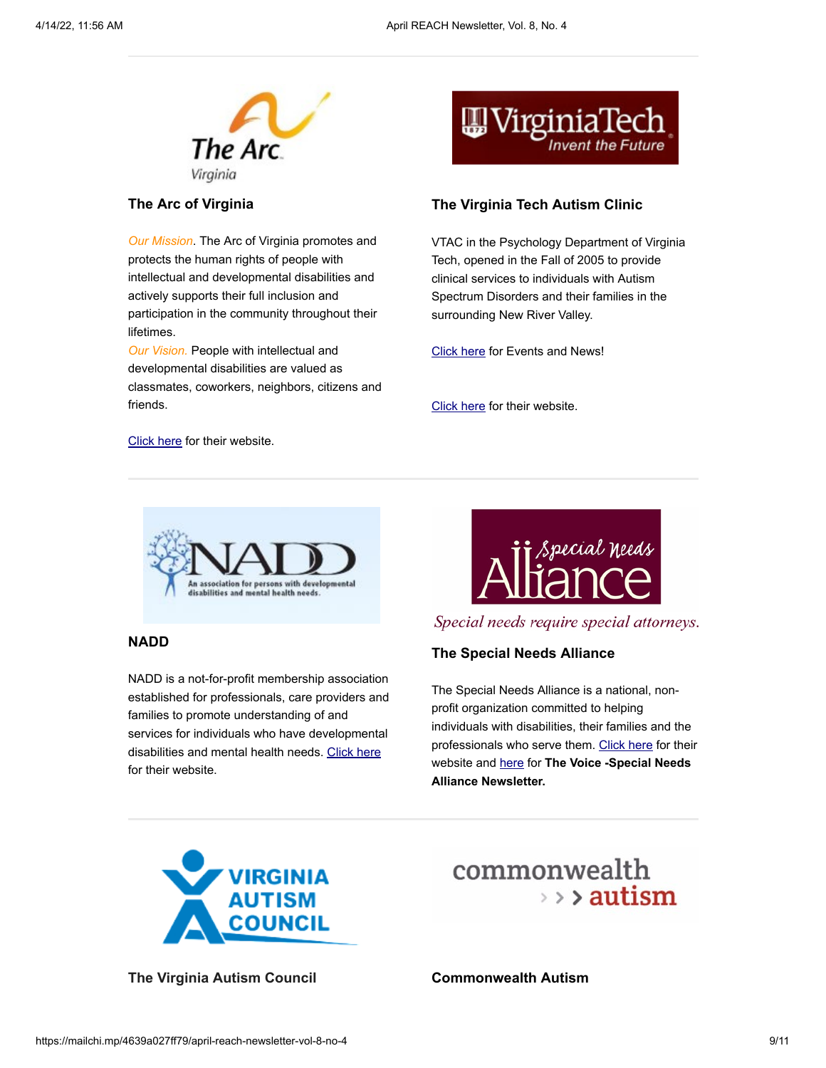### The Arc of Virginia

*Our Mission*. The Arc of Virginia promotes and protects the human rights of people with intellectual and developmental disabilities and actively supports their full inclusion and participation in the community throughout their lifetimes.
*Our Vision.* People with intellectual and developmental disabilities are valued as classmates, coworkers, neighbors, citizens and friends.

Click here for their website.

### The Virginia Tech Autism Clinic

VTAC in the Psychology Department of Virginia Tech, opened in the Fall of 2005 to provide clinical services to individuals with Autism Spectrum Disorders and their families in the surrounding New River Valley.

Click here for Events and News!

Click here for their website.

### NADD

NADD is a not-for-profit membership association established for professionals, care providers and families to promote understanding of and services for individuals who have developmental disabilities and mental health needs. Click here for their website.

*Special needs require special attorneys.*

### The Special Needs Alliance

The Special Needs Alliance is a national, non-profit organization committed to helping individuals with disabilities, their families and the professionals who serve them. Click here for their website and here for **The Voice -Special Needs Alliance Newsletter.**

### The Virginia Autism Council

### Commonwealth Autism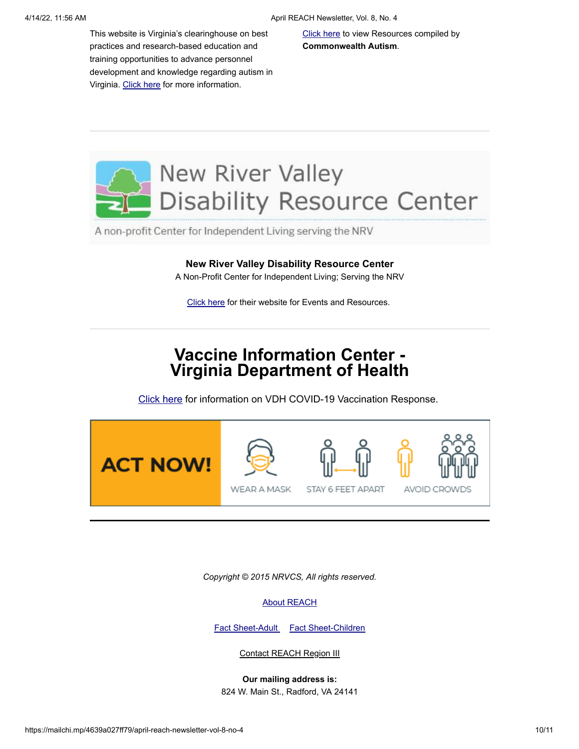This website is Virginia's clearinghouse on best practices and research-based education and training opportunities to advance personnel development and knowledge regarding autism in Virginia. Click here for more information.

Click here to view Resources compiled by **Commonwealth Autism**.

---

**New River Valley Disability Resource Center**
A Non-Profit Center for Independent Living; Serving the NRV

Click here for their website for Events and Resources.

---

# Vaccine Information Center - Virginia Department of Health

Click here for information on VDH COVID-19 Vaccination Response.

ACT NOW! WEAR A MASK STAY 6 FEET APART AVOID CROWDS

---

*Copyright © 2015 NRVCS, All rights reserved.*

About REACH

Fact Sheet-Adult Fact Sheet-Children

Contact REACH Region III

**Our mailing address is:**
824 W. Main St., Radford, VA 24141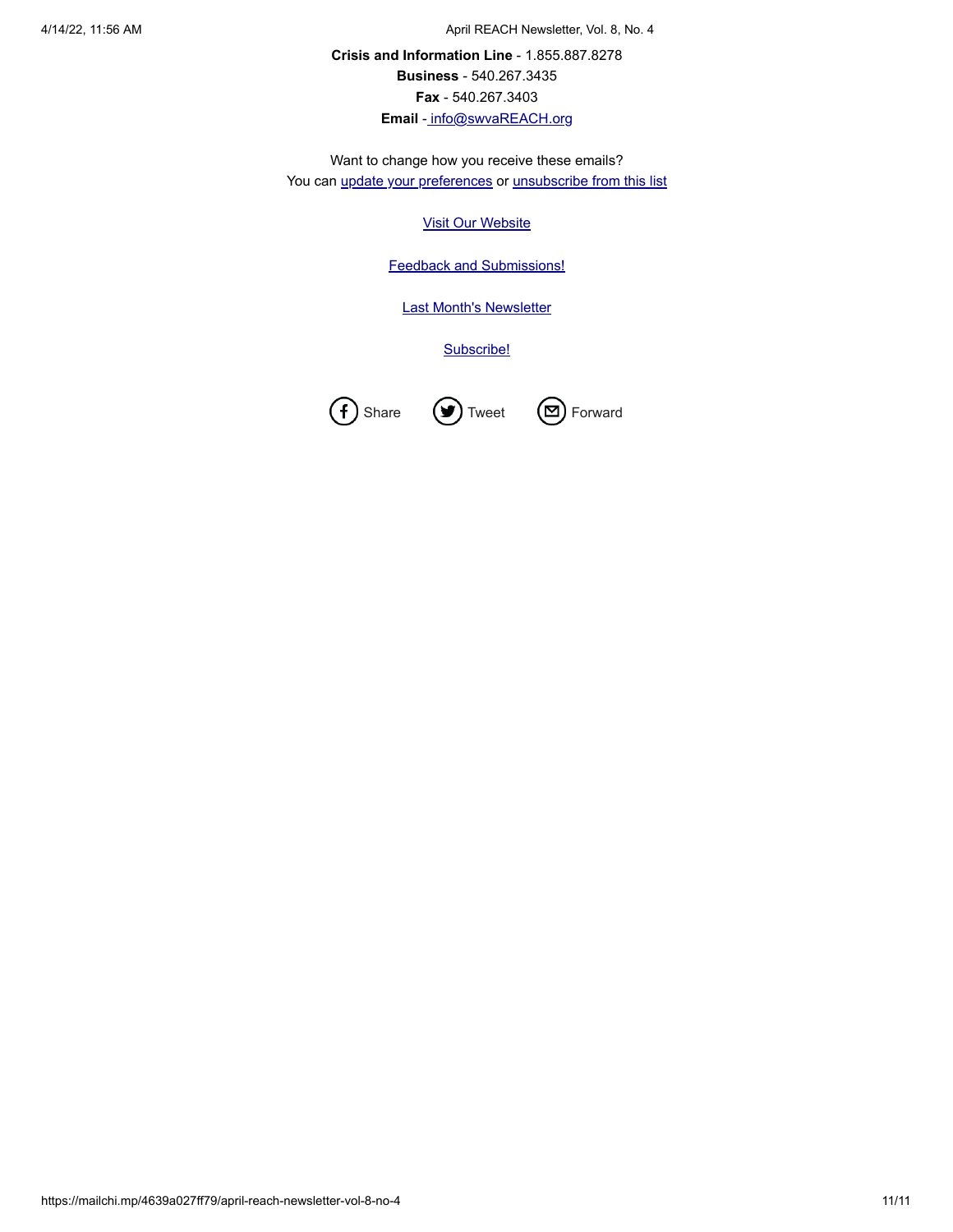**Crisis and Information Line** - 1.855.887.8278

**Business** - 540.267.3435

**Fax** - 540.267.3403

**Email** - info@swvaREACH.org

Want to change how you receive these emails?
You can update your preferences or unsubscribe from this list

Visit Our Website

Feedback and Submissions!

Last Month's Newsletter

Subscribe!

Share Tweet Forward